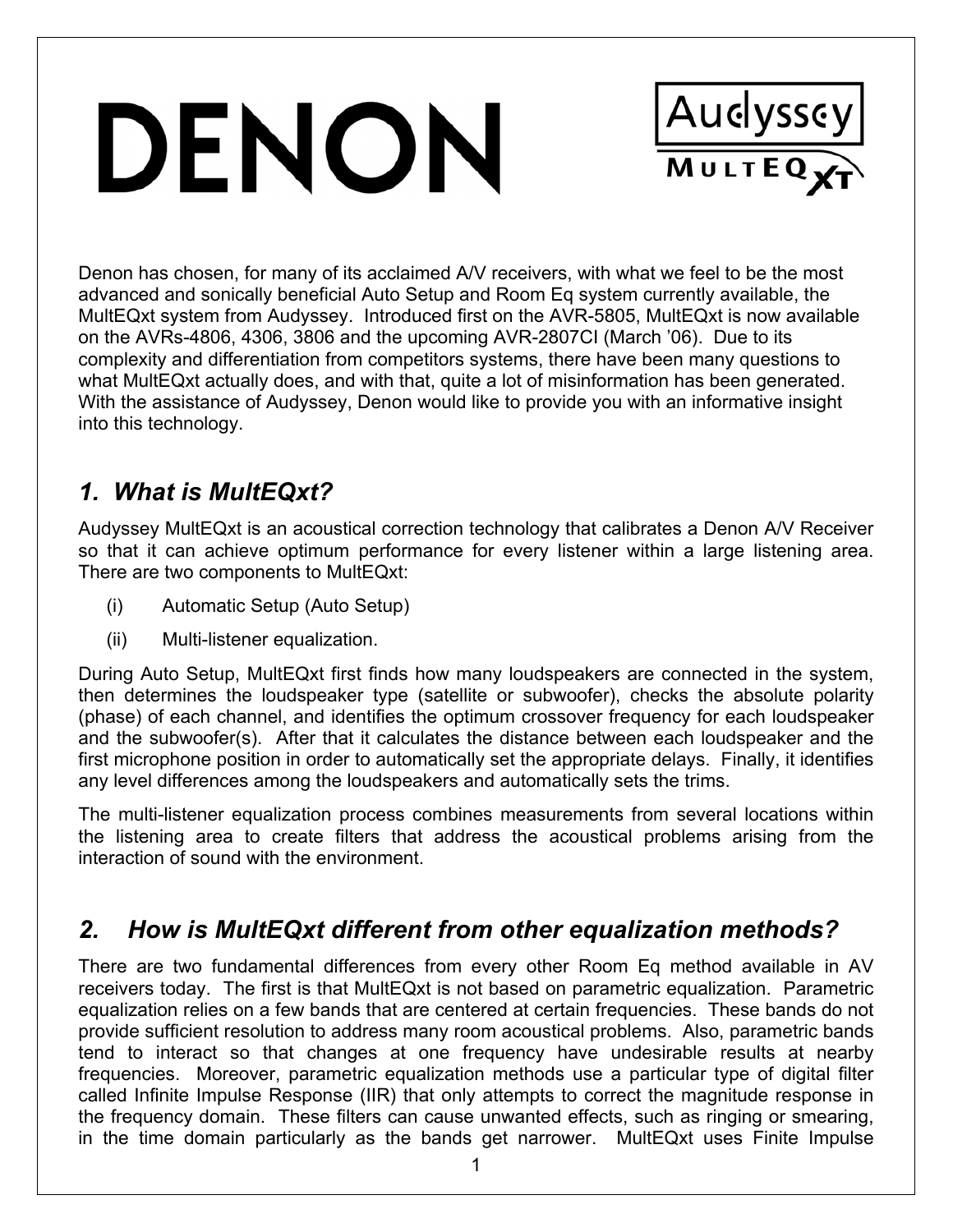Denon has chosen, for many of its acclaimed A/V receivers, with what we feel to be the most advanced and sonically beneficial Auto Setup and Room Eq system currently available, the MultEQxt system from Audyssey. Introduced first on the AVR-5805, MultEQxt is now available on the AVRs-4806, 4306, 3806 and the upcoming AVR-2807CI (March '06). Due to its complexity and differentiation from competitors systems, there have been many questions to what MultEQxt actually does, and with that, quite a lot of misinformation has been generated. With the assistance of Audyssey, Denon would like to provide you with an informative insight into this technology.

## *1. What is MultEQxt?*

Audyssey MultEQxt is an acoustical correction technology that calibrates a Denon A/V Receiver so that it can achieve optimum performance for every listener within a large listening area. There are two components to MultEQxt:

(i) Automatic Setup (Auto Setup)

(ii) Multi-listener equalization.

During Auto Setup, MultEQxt first finds how many loudspeakers are connected in the system, then determines the loudspeaker type (satellite or subwoofer), checks the absolute polarity (phase) of each channel, and identifies the optimum crossover frequency for each loudspeaker and the subwoofer(s). After that it calculates the distance between each loudspeaker and the first microphone position in order to automatically set the appropriate delays. Finally, it identifies any level differences among the loudspeakers and automatically sets the trims.

The multi-listener equalization process combines measurements from several locations within the listening area to create filters that address the acoustical problems arising from the interaction of sound with the environment.

## *2. How is MultEQxt different from other equalization methods?*

There are two fundamental differences from every other Room Eq method available in AV receivers today. The first is that MultEQxt is not based on parametric equalization. Parametric equalization relies on a few bands that are centered at certain frequencies. These bands do not provide sufficient resolution to address many room acoustical problems. Also, parametric bands tend to interact so that changes at one frequency have undesirable results at nearby frequencies. Moreover, parametric equalization methods use a particular type of digital filter called Infinite Impulse Response (IIR) that only attempts to correct the magnitude response in the frequency domain. These filters can cause unwanted effects, such as ringing or smearing, in the time domain particularly as the bands get narrower. MultEQxt uses Finite Impulse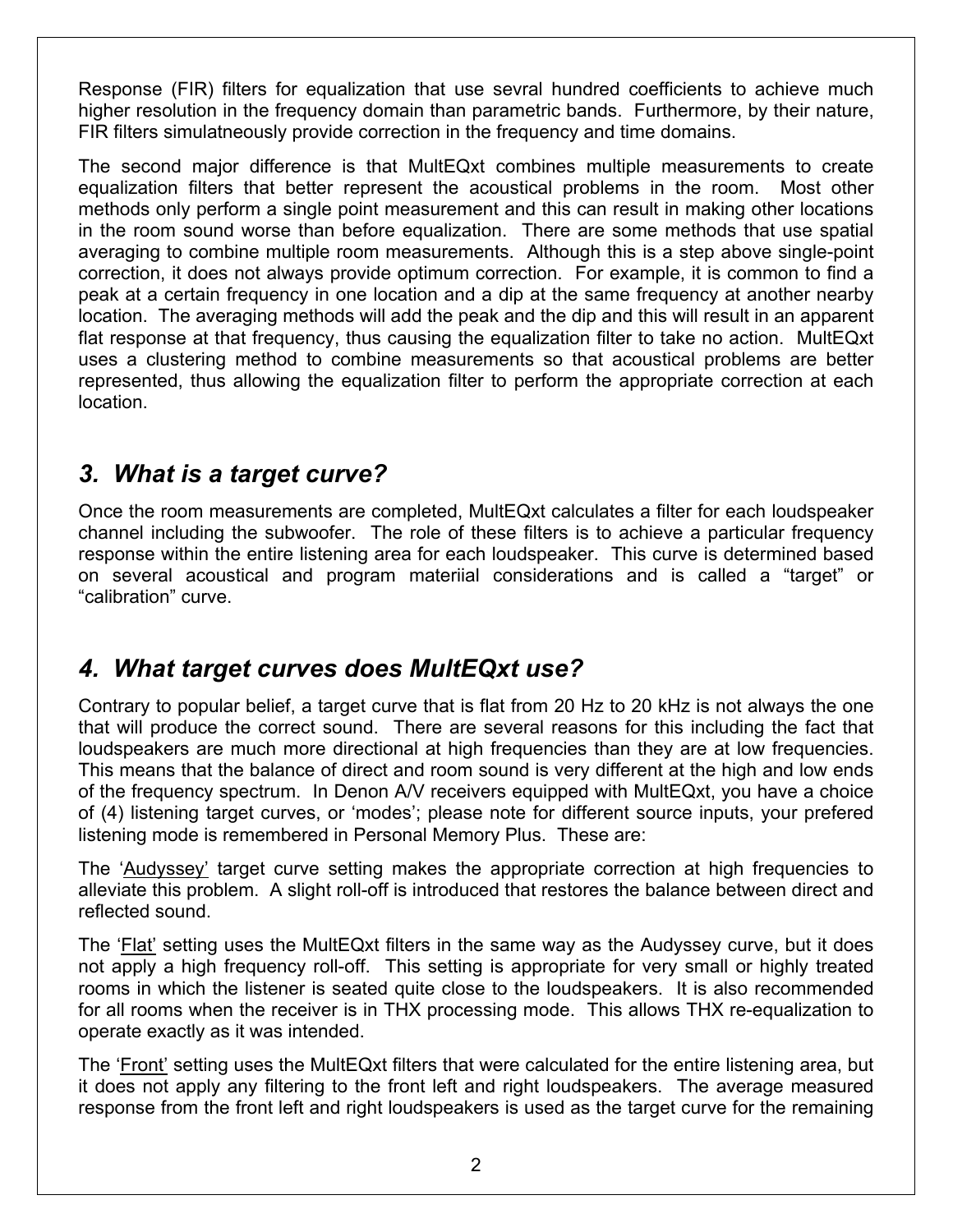Response (FIR) filters for equalization that use sevral hundred coefficients to achieve much higher resolution in the frequency domain than parametric bands. Furthermore, by their nature, FIR filters simulatneously provide correction in the frequency and time domains.

The second major difference is that MultEQxt combines multiple measurements to create equalization filters that better represent the acoustical problems in the room. Most other methods only perform a single point measurement and this can result in making other locations in the room sound worse than before equalization. There are some methods that use spatial averaging to combine multiple room measurements. Although this is a step above single-point correction, it does not always provide optimum correction. For example, it is common to find a peak at a certain frequency in one location and a dip at the same frequency at another nearby location. The averaging methods will add the peak and the dip and this will result in an apparent flat response at that frequency, thus causing the equalization filter to take no action. MultEQxt uses a clustering method to combine measurements so that acoustical problems are better represented, thus allowing the equalization filter to perform the appropriate correction at each location.

## *3. What is a target curve?*

Once the room measurements are completed, MultEQxt calculates a filter for each loudspeaker channel including the subwoofer. The role of these filters is to achieve a particular frequency response within the entire listening area for each loudspeaker. This curve is determined based on several acoustical and program materiial considerations and is called a "target" or "calibration" curve.

## *4. What target curves does MultEQxt use?*

Contrary to popular belief, a target curve that is flat from 20 Hz to 20 kHz is not always the one that will produce the correct sound. There are several reasons for this including the fact that loudspeakers are much more directional at high frequencies than they are at low frequencies. This means that the balance of direct and room sound is very different at the high and low ends of the frequency spectrum. In Denon A/V receivers equipped with MultEQxt, you have a choice of (4) listening target curves, or 'modes'; please note for different source inputs, your prefered listening mode is remembered in Personal Memory Plus. These are:

The '<u>Audyssey</u>' target curve setting makes the appropriate correction at high frequencies to alleviate this problem. A slight roll-off is introduced that restores the balance between direct and reflected sound.

The '<u>Flat</u>' setting uses the MultEQxt filters in the same way as the Audyssey curve, but it does not apply a high frequency roll-off. This setting is appropriate for very small or highly treated rooms in which the listener is seated quite close to the loudspeakers. It is also recommended for all rooms when the receiver is in THX processing mode. This allows THX re-equalization to operate exactly as it was intended.

The '<u>Front</u>' setting uses the MultEQxt filters that were calculated for the entire listening area, but it does not apply any filtering to the front left and right loudspeakers. The average measured response from the front left and right loudspeakers is used as the target curve for the remaining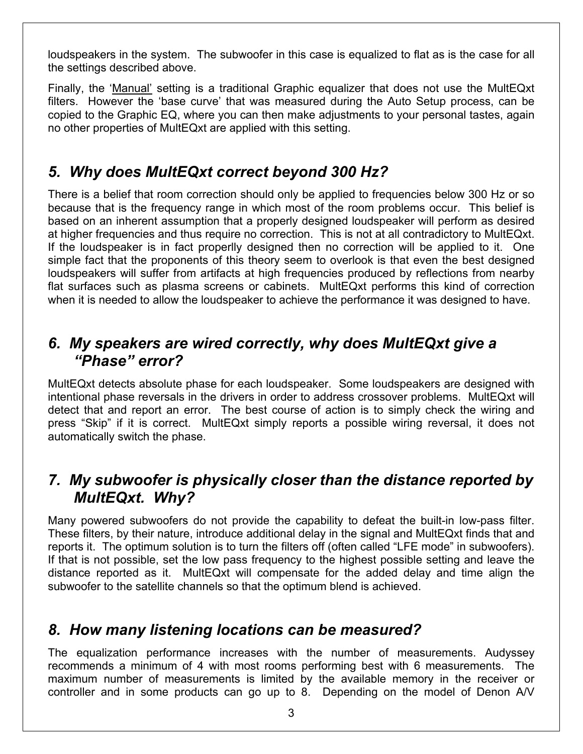loudspeakers in the system. The subwoofer in this case is equalized to flat as is the case for all the settings described above.

Finally, the 'Manual' setting is a traditional Graphic equalizer that does not use the MultEQxt filters. However the 'base curve' that was measured during the Auto Setup process, can be copied to the Graphic EQ, where you can then make adjustments to your personal tastes, again no other properties of MultEQxt are applied with this setting.

## *5. Why does MultEQxt correct beyond 300 Hz?*

There is a belief that room correction should only be applied to frequencies below 300 Hz or so because that is the frequency range in which most of the room problems occur. This belief is based on an inherent assumption that a properly designed loudspeaker will perform as desired at higher frequencies and thus require no correction. This is not at all contradictory to MultEQxt. If the loudspeaker is in fact properlly designed then no correction will be applied to it. One simple fact that the proponents of this theory seem to overlook is that even the best designed loudspeakers will suffer from artifacts at high frequencies produced by reflections from nearby flat surfaces such as plasma screens or cabinets. MultEQxt performs this kind of correction when it is needed to allow the loudspeaker to achieve the performance it was designed to have.

## *6. My speakers are wired correctly, why does MultEQxt give a "Phase" error?*

MultEQxt detects absolute phase for each loudspeaker. Some loudspeakers are designed with intentional phase reversals in the drivers in order to address crossover problems. MultEQxt will detect that and report an error. The best course of action is to simply check the wiring and press "Skip" if it is correct. MultEQxt simply reports a possible wiring reversal, it does not automatically switch the phase.

## *7. My subwoofer is physically closer than the distance reported by MultEQxt. Why?*

Many powered subwoofers do not provide the capability to defeat the built-in low-pass filter. These filters, by their nature, introduce additional delay in the signal and MultEQxt finds that and reports it. The optimum solution is to turn the filters off (often called "LFE mode" in subwoofers). If that is not possible, set the low pass frequency to the highest possible setting and leave the distance reported as it. MultEQxt will compensate for the added delay and time align the subwoofer to the satellite channels so that the optimum blend is achieved.

## *8. How many listening locations can be measured?*

The equalization performance increases with the number of measurements. Audyssey recommends a minimum of 4 with most rooms performing best with 6 measurements. The maximum number of measurements is limited by the available memory in the receiver or controller and in some products can go up to 8. Depending on the model of Denon A/V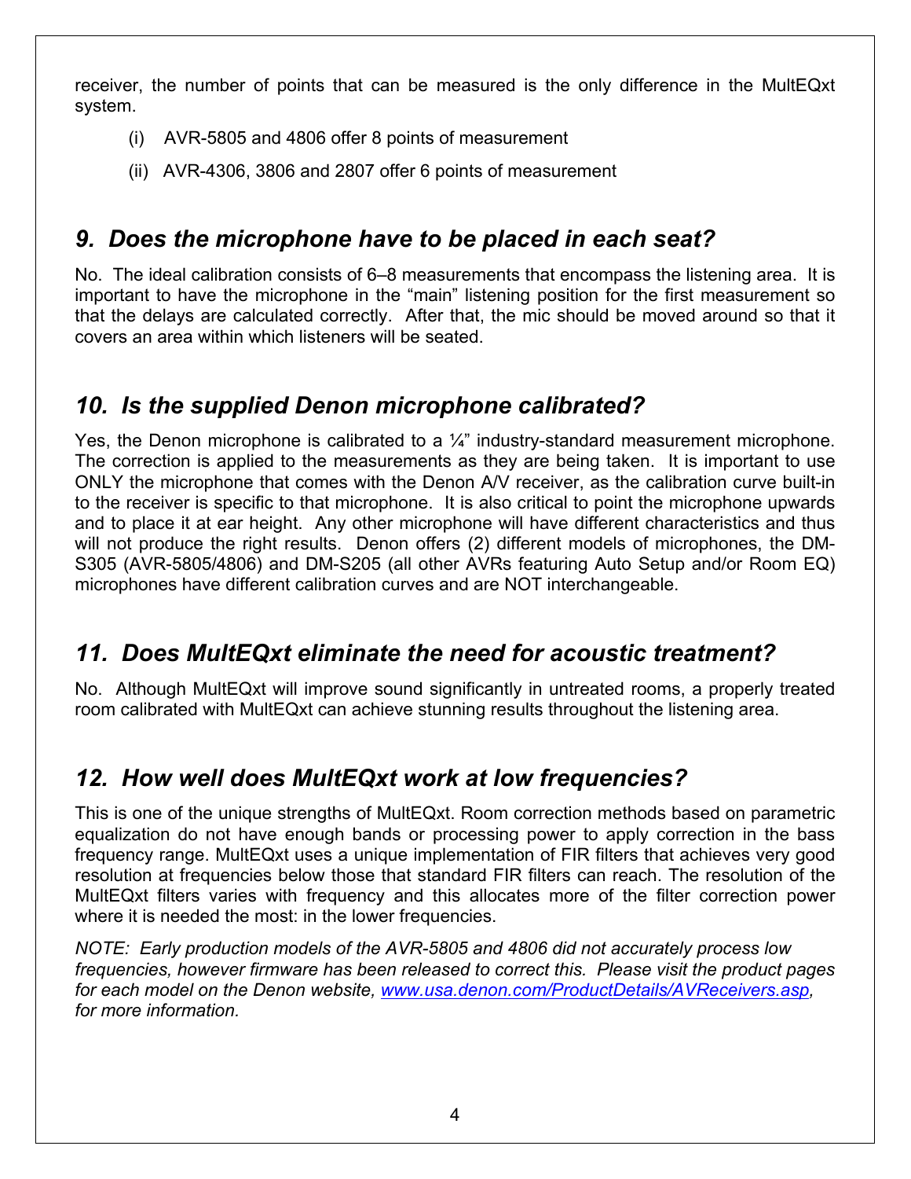receiver, the number of points that can be measured is the only difference in the MultEQxt system.

(i) AVR-5805 and 4806 offer 8 points of measurement

(ii) AVR-4306, 3806 and 2807 offer 6 points of measurement

## *9. Does the microphone have to be placed in each seat?*

No. The ideal calibration consists of 6–8 measurements that encompass the listening area. It is important to have the microphone in the "main" listening position for the first measurement so that the delays are calculated correctly. After that, the mic should be moved around so that it covers an area within which listeners will be seated.

## *10. Is the supplied Denon microphone calibrated?*

Yes, the Denon microphone is calibrated to a ¼" industry-standard measurement microphone. The correction is applied to the measurements as they are being taken. It is important to use ONLY the microphone that comes with the Denon A/V receiver, as the calibration curve built-in to the receiver is specific to that microphone. It is also critical to point the microphone upwards and to place it at ear height. Any other microphone will have different characteristics and thus will not produce the right results. Denon offers (2) different models of microphones, the DM-S305 (AVR-5805/4806) and DM-S205 (all other AVRs featuring Auto Setup and/or Room EQ) microphones have different calibration curves and are NOT interchangeable.

## *11. Does MultEQxt eliminate the need for acoustic treatment?*

No. Although MultEQxt will improve sound significantly in untreated rooms, a properly treated room calibrated with MultEQxt can achieve stunning results throughout the listening area.

## *12. How well does MultEQxt work at low frequencies?*

This is one of the unique strengths of MultEQxt. Room correction methods based on parametric equalization do not have enough bands or processing power to apply correction in the bass frequency range. MultEQxt uses a unique implementation of FIR filters that achieves very good resolution at frequencies below those that standard FIR filters can reach. The resolution of the MultEQxt filters varies with frequency and this allocates more of the filter correction power where it is needed the most: in the lower frequencies.

*NOTE: Early production models of the AVR-5805 and 4806 did not accurately process low frequencies, however firmware has been released to correct this. Please visit the product pages for each model on the Denon website, [www.usa.denon.com/ProductDetails/AVReceivers.asp](www.usa.denon.com/ProductDetails/AVReceivers.asp), for more information.*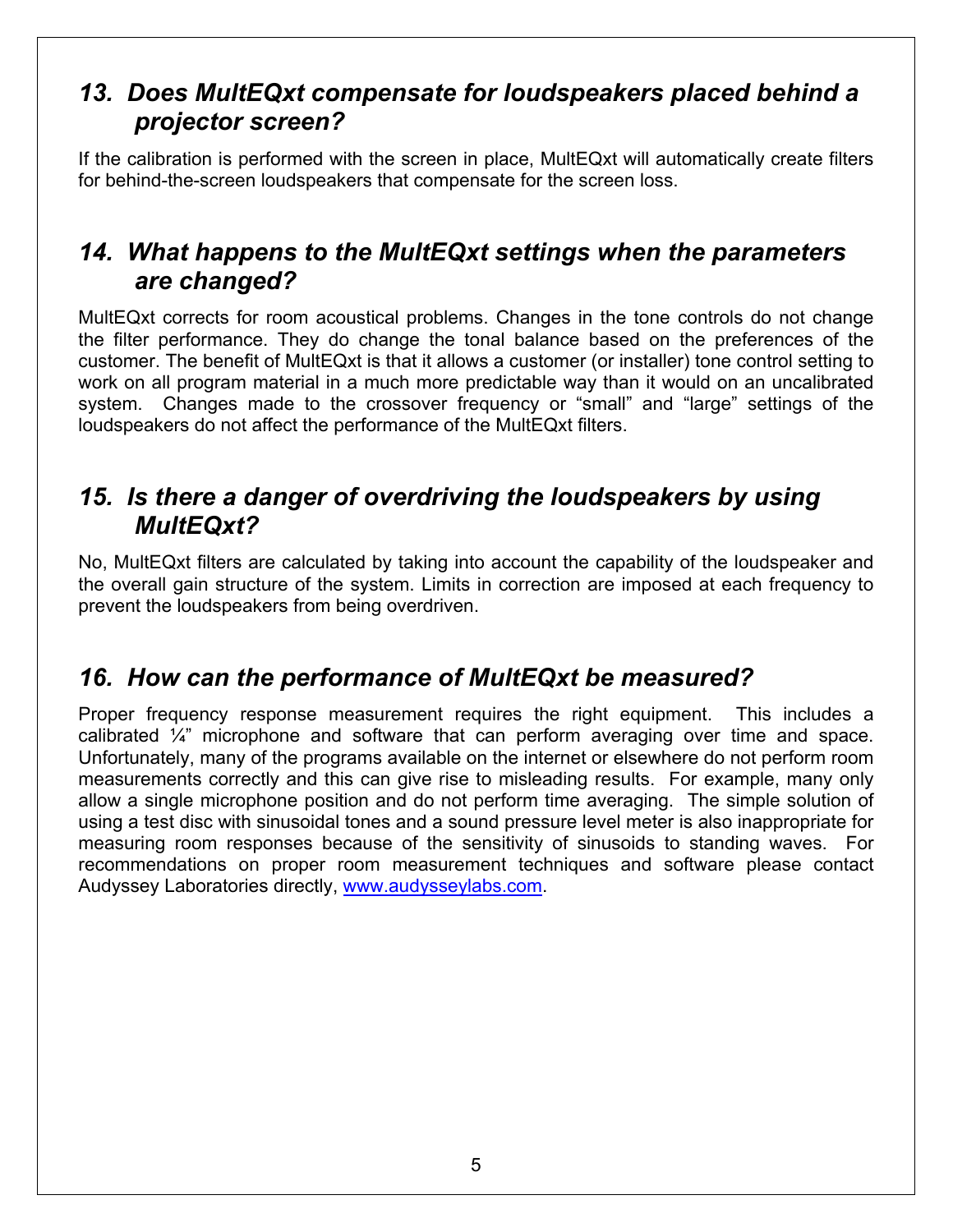## *13. Does MultEQxt compensate for loudspeakers placed behind a projector screen?*

If the calibration is performed with the screen in place, MultEQxt will automatically create filters for behind-the-screen loudspeakers that compensate for the screen loss.

## *14. What happens to the MultEQxt settings when the parameters are changed?*

MultEQxt corrects for room acoustical problems. Changes in the tone controls do not change the filter performance. They do change the tonal balance based on the preferences of the customer. The benefit of MultEQxt is that it allows a customer (or installer) tone control setting to work on all program material in a much more predictable way than it would on an uncalibrated system. Changes made to the crossover frequency or "small" and "large" settings of the loudspeakers do not affect the performance of the MultEQxt filters.

## *15. Is there a danger of overdriving the loudspeakers by using MultEQxt?*

No, MultEQxt filters are calculated by taking into account the capability of the loudspeaker and the overall gain structure of the system. Limits in correction are imposed at each frequency to prevent the loudspeakers from being overdriven.

## *16. How can the performance of MultEQxt be measured?*

Proper frequency response measurement requires the right equipment. This includes a calibrated ¼" microphone and software that can perform averaging over time and space. Unfortunately, many of the programs available on the internet or elsewhere do not perform room measurements correctly and this can give rise to misleading results. For example, many only allow a single microphone position and do not perform time averaging. The simple solution of using a test disc with sinusoidal tones and a sound pressure level meter is also inappropriate for measuring room responses because of the sensitivity of sinusoids to standing waves. For recommendations on proper room measurement techniques and software please contact Audyssey Laboratories directly, [www.audysseylabs.com](http://www.audysseylabs.com).